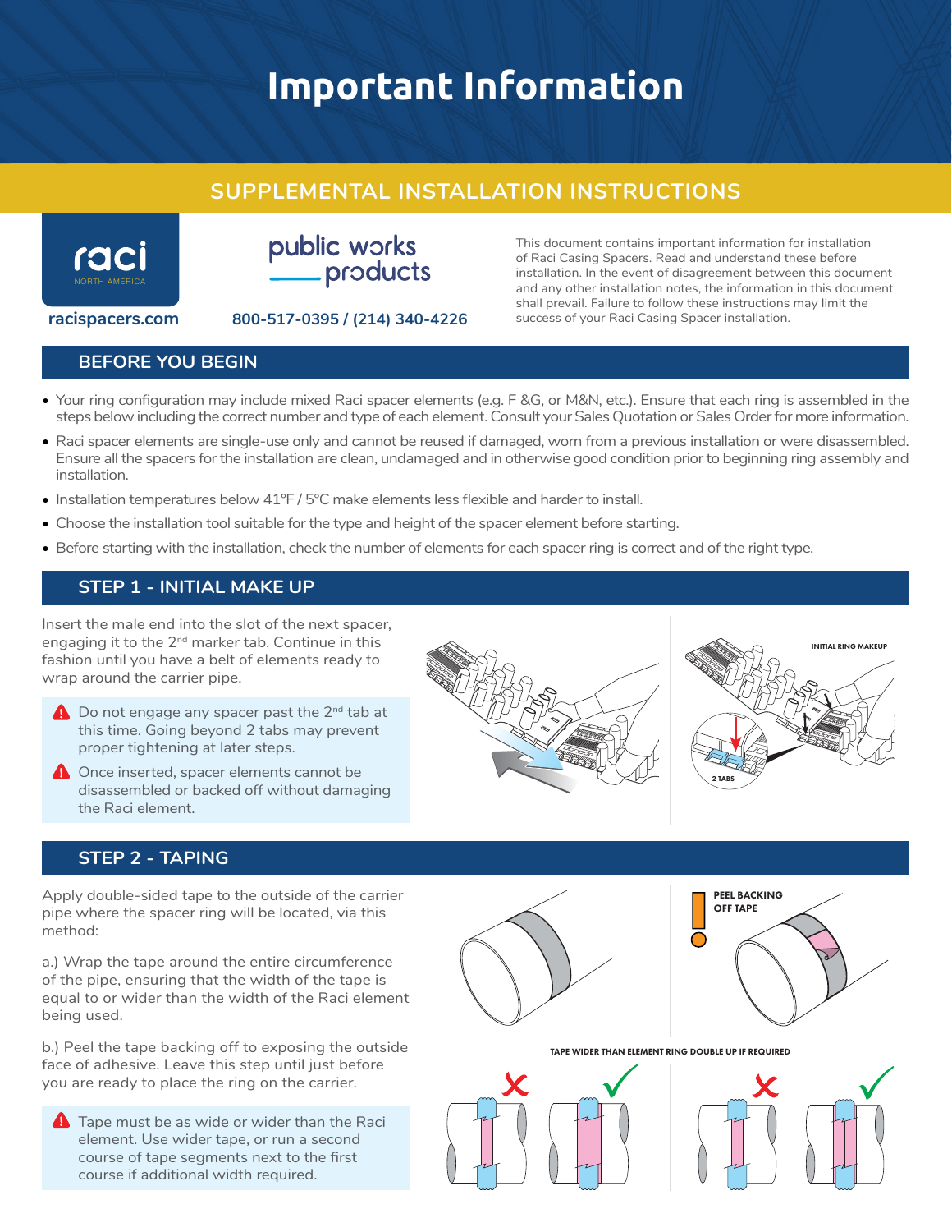# Important Information

## SUPPLEMENTAL INSTALLATION INSTRUCTIONS

raci NORTH AMERICA

racispacers.com

public works products

800-517-0395 / (214) 340-4226

This document contains important information for installation of Raci Casing Spacers. Read and understand these before installation. In the event of disagreement between this document and any other installation notes, the information in this document shall prevail. Failure to follow these instructions may limit the success of your Raci Casing Spacer installation.

## BEFORE YOU BEGIN

- Your ring configuration may include mixed Raci spacer elements (e.g. F &G, or M&N, etc.). Ensure that each ring is assembled in the steps below including the correct number and type of each element. Consult your Sales Quotation or Sales Order for more information.
- Raci spacer elements are single-use only and cannot be reused if damaged, worn from a previous installation or were disassembled. Ensure all the spacers for the installation are clean, undamaged and in otherwise good condition prior to beginning ring assembly and installation.
- Installation temperatures below 41°F / 5°C make elements less flexible and harder to install.
- Choose the installation tool suitable for the type and height of the spacer element before starting.
- Before starting with the installation, check the number of elements for each spacer ring is correct and of the right type.

## STEP 1 - INITIAL MAKE UP

Insert the male end into the slot of the next spacer, engaging it to the 2nd marker tab. Continue in this fashion until you have a belt of elements ready to wrap around the carrier pipe.

> ⚠ Do not engage any spacer past the 2nd tab at this time. Going beyond 2 tabs may prevent proper tightening at later steps.
>
> ⚠ Once inserted, spacer elements cannot be disassembled or backed off without damaging the Raci element.

INITIAL RING MAKEUP

2 TABS

## STEP 2 - TAPING

Apply double-sided tape to the outside of the carrier pipe where the spacer ring will be located, via this method:

a.) Wrap the tape around the entire circumference of the pipe, ensuring that the width of the tape is equal to or wider than the width of the Raci element being used.

b.) Peel the tape backing off to exposing the outside face of adhesive. Leave this step until just before you are ready to place the ring on the carrier.

> ⚠ Tape must be as wide or wider than the Raci element. Use wider tape, or run a second course of tape segments next to the first course if additional width required.

PEEL BACKING OFF TAPE

TAPE WIDER THAN ELEMENT RING DOUBLE UP IF REQUIRED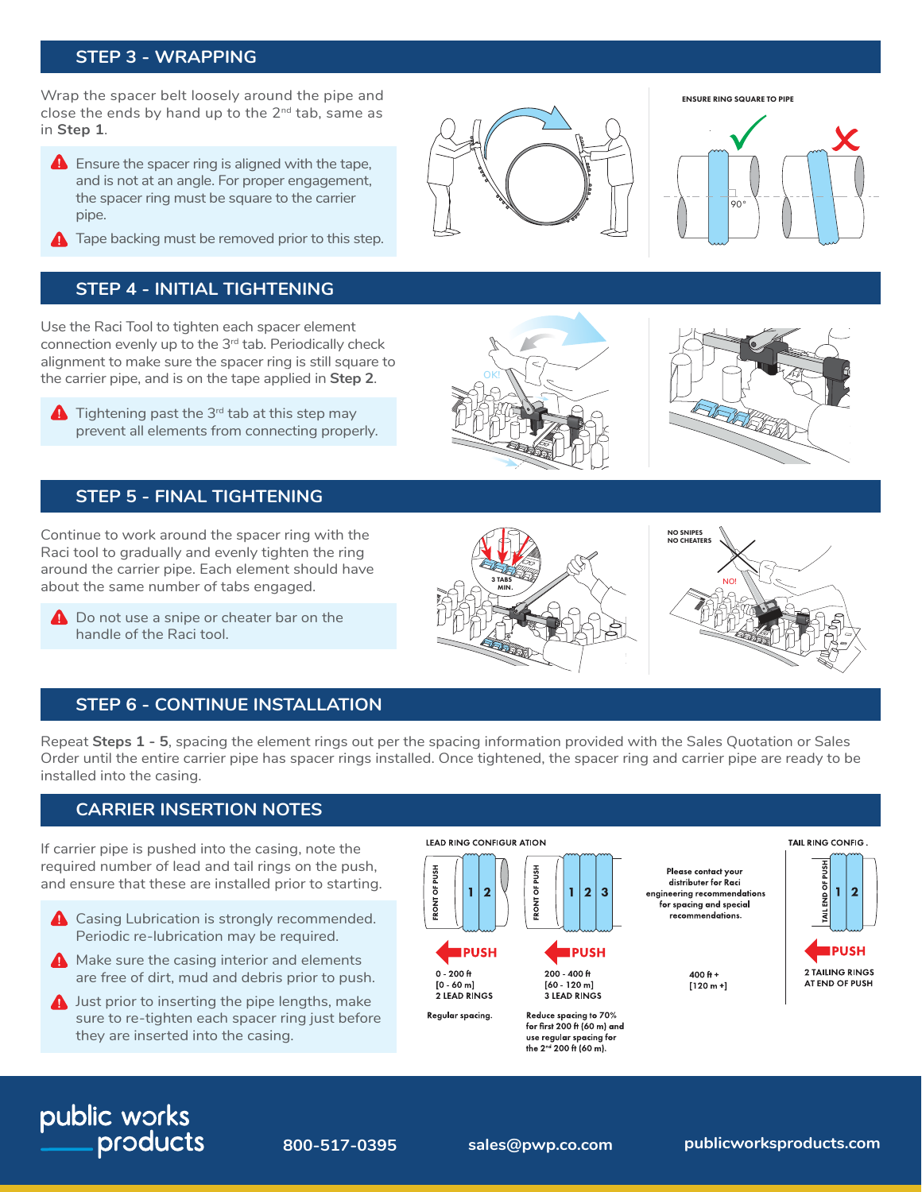## STEP 3 - WRAPPING

Wrap the spacer belt loosely around the pipe and close the ends by hand up to the 2nd tab, same as in **Step 1**.

- Ensure the spacer ring is aligned with the tape, and is not at an angle. For proper engagement, the spacer ring must be square to the carrier pipe.
- Tape backing must be removed prior to this step.

ENSURE RING SQUARE TO PIPE

90°

## STEP 4 - INITIAL TIGHTENING

Use the Raci Tool to tighten each spacer element connection evenly up to the 3rd tab. Periodically check alignment to make sure the spacer ring is still square to the carrier pipe, and is on the tape applied in **Step 2**.

- Tightening past the 3rd tab at this step may prevent all elements from connecting properly.

OK!

## STEP 5 - FINAL TIGHTENING

Continue to work around the spacer ring with the Raci tool to gradually and evenly tighten the ring around the carrier pipe. Each element should have about the same number of tabs engaged.

- Do not use a snipe or cheater bar on the handle of the Raci tool.

3 TABS MIN.

NO SNIPES
NO CHEATERS

NO!

## STEP 6 - CONTINUE INSTALLATION

Repeat **Steps 1 - 5**, spacing the element rings out per the spacing information provided with the Sales Quotation or Sales Order until the entire carrier pipe has spacer rings installed. Once tightened, the spacer ring and carrier pipe are ready to be installed into the casing.

## CARRIER INSERTION NOTES

If carrier pipe is pushed into the casing, note the required number of lead and tail rings on the push, and ensure that these are installed prior to starting.

- Casing Lubrication is strongly recommended. Periodic re-lubrication may be required.
- Make sure the casing interior and elements are free of dirt, mud and debris prior to push.
- Just prior to inserting the pipe lengths, make sure to re-tighten each spacer ring just before they are inserted into the casing.

LEAD RING CONFIGUR ATION

FRONT OF PUSH 1 2
PUSH
0 - 200 ft
[0 - 60 m]
2 LEAD RINGS
Regular spacing.

FRONT OF PUSH 1 2 3
PUSH
200 - 400 ft
[60 - 120 m]
3 LEAD RINGS
Reduce spacing to 70% for first 200 ft (60 m) and use regular spacing for the 2nd 200 ft (60 m).

Please contact your distributor for Raci engineering recommendations for spacing and special recommendations.
400 ft +
[120 m +]

TAIL RING CONFIG.

TAIL END OF PUSH 1 2
PUSH
2 TAILING RINGS AT END OF PUSH

public works products

800-517-0395 sales@pwp.co.com publicworksproducts.com